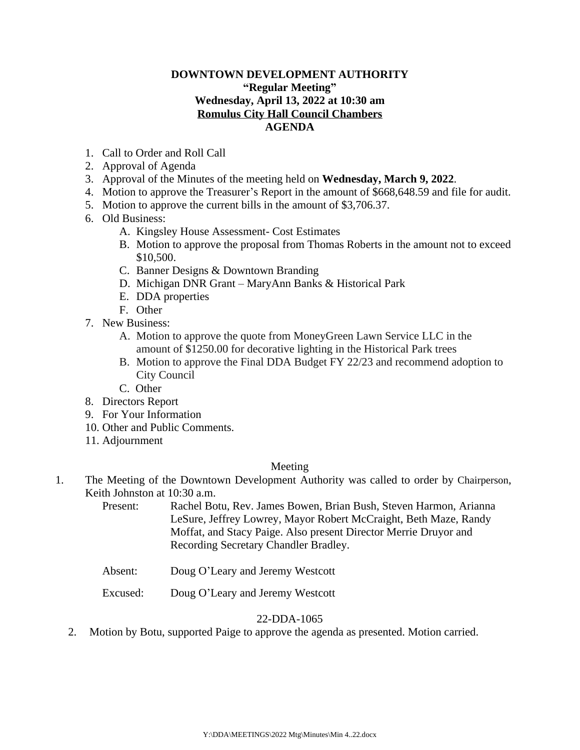**DOWNTOWN DEVELOPMENT AUTHORITY**
**"Regular Meeting"**
**Wednesday, April 13, 2022 at 10:30 am**
**Romulus City Hall Council Chambers**
**AGENDA**

1. Call to Order and Roll Call
2. Approval of Agenda
3. Approval of the Minutes of the meeting held on **Wednesday, March 9, 2022**.
4. Motion to approve the Treasurer's Report in the amount of $668,648.59 and file for audit.
5. Motion to approve the current bills in the amount of $3,706.37.
6. Old Business:
   A. Kingsley House Assessment- Cost Estimates
   B. Motion to approve the proposal from Thomas Roberts in the amount not to exceed $10,500.
   C. Banner Designs & Downtown Branding
   D. Michigan DNR Grant – MaryAnn Banks & Historical Park
   E. DDA properties
   F. Other
7. New Business:
   A. Motion to approve the quote from MoneyGreen Lawn Service LLC in the amount of $1250.00 for decorative lighting in the Historical Park trees
   B. Motion to approve the Final DDA Budget FY 22/23 and recommend adoption to City Council
   C. Other
8. Directors Report
9. For Your Information
10. Other and Public Comments.
11. Adjournment

Meeting

1. The Meeting of the Downtown Development Authority was called to order by Chairperson, Keith Johnston at 10:30 a.m.

   Present: Rachel Botu, Rev. James Bowen, Brian Bush, Steven Harmon, Arianna LeSure, Jeffrey Lowrey, Mayor Robert McCraight, Beth Maze, Randy Moffat, and Stacy Paige. Also present Director Merrie Druyor and Recording Secretary Chandler Bradley.

   Absent: Doug O'Leary and Jeremy Westcott

   Excused: Doug O'Leary and Jeremy Westcott

22-DDA-1065

2. Motion by Botu, supported Paige to approve the agenda as presented. Motion carried.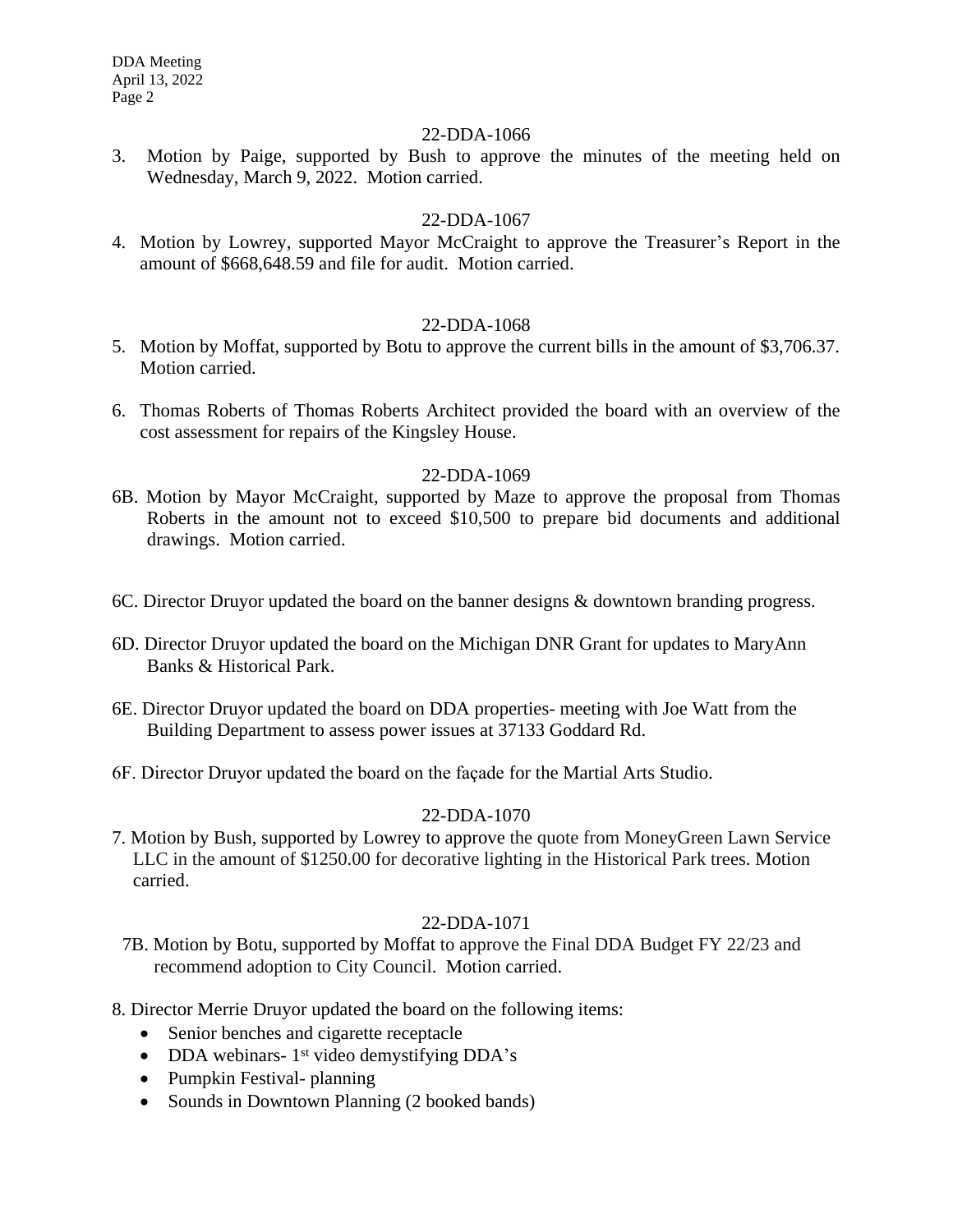22-DDA-1066

3. Motion by Paige, supported by Bush to approve the minutes of the meeting held on Wednesday, March 9, 2022. Motion carried.

22-DDA-1067

4. Motion by Lowrey, supported Mayor McCraight to approve the Treasurer's Report in the amount of $668,648.59 and file for audit. Motion carried.

22-DDA-1068

5. Motion by Moffat, supported by Botu to approve the current bills in the amount of $3,706.37. Motion carried.

6. Thomas Roberts of Thomas Roberts Architect provided the board with an overview of the cost assessment for repairs of the Kingsley House.

22-DDA-1069

6B. Motion by Mayor McCraight, supported by Maze to approve the proposal from Thomas Roberts in the amount not to exceed $10,500 to prepare bid documents and additional drawings. Motion carried.

6C. Director Druyor updated the board on the banner designs & downtown branding progress.

6D. Director Druyor updated the board on the Michigan DNR Grant for updates to MaryAnn Banks & Historical Park.

6E. Director Druyor updated the board on DDA properties- meeting with Joe Watt from the Building Department to assess power issues at 37133 Goddard Rd.

6F. Director Druyor updated the board on the façade for the Martial Arts Studio.

22-DDA-1070

7. Motion by Bush, supported by Lowrey to approve the quote from MoneyGreen Lawn Service LLC in the amount of $1250.00 for decorative lighting in the Historical Park trees. Motion carried.

22-DDA-1071

7B. Motion by Botu, supported by Moffat to approve the Final DDA Budget FY 22/23 and recommend adoption to City Council. Motion carried.

8. Director Merrie Druyor updated the board on the following items:
   - Senior benches and cigarette receptacle
   - DDA webinars- 1st video demystifying DDA's
   - Pumpkin Festival- planning
   - Sounds in Downtown Planning (2 booked bands)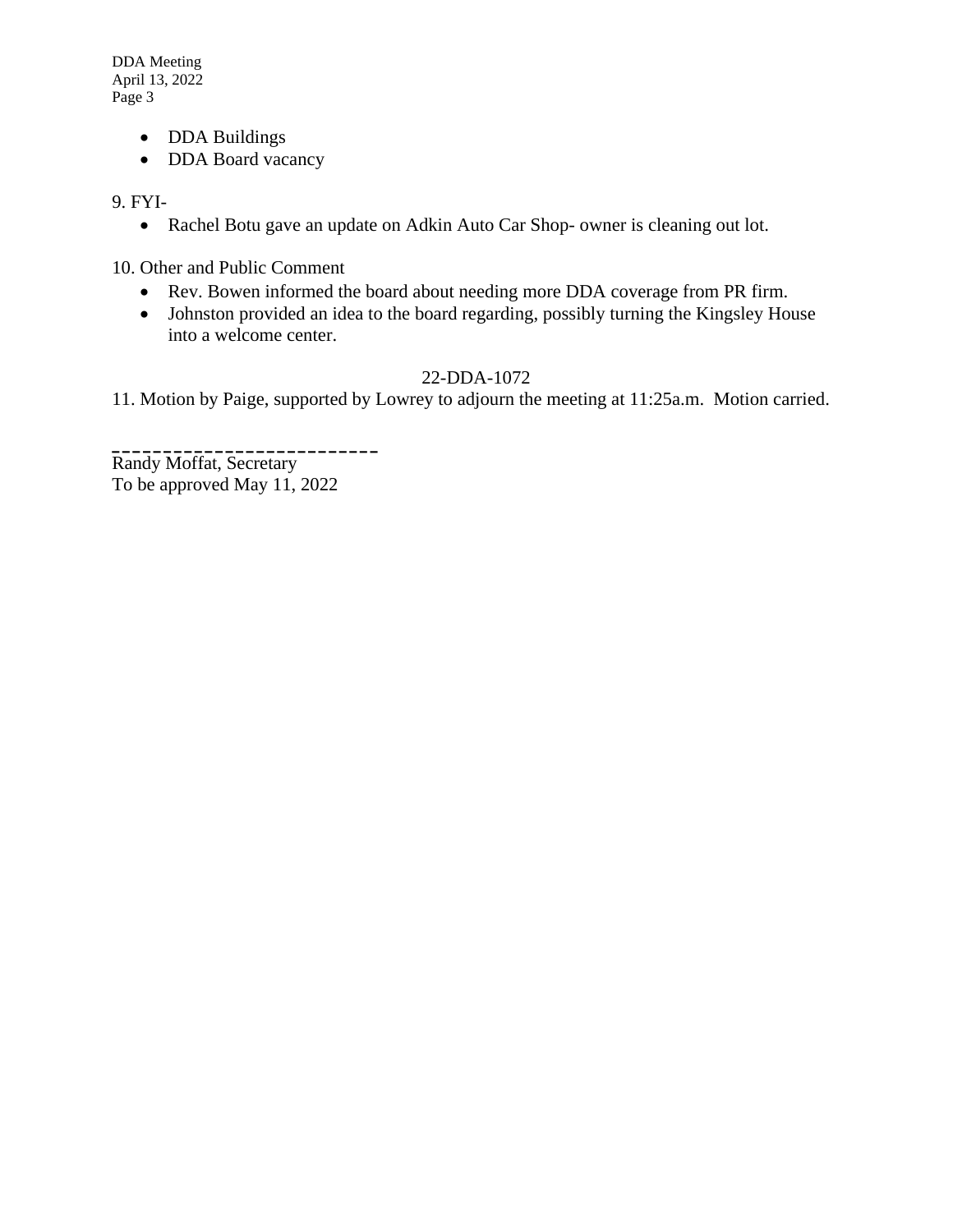- DDA Buildings
- DDA Board vacancy

9. FYI-

- Rachel Botu gave an update on Adkin Auto Car Shop- owner is cleaning out lot.

10. Other and Public Comment

- Rev. Bowen informed the board about needing more DDA coverage from PR firm.
- Johnston provided an idea to the board regarding, possibly turning the Kingsley House into a welcome center.

22-DDA-1072

11. Motion by Paige, supported by Lowrey to adjourn the meeting at 11:25a.m. Motion carried.

__________________________

Randy Moffat, Secretary
To be approved May 11, 2022